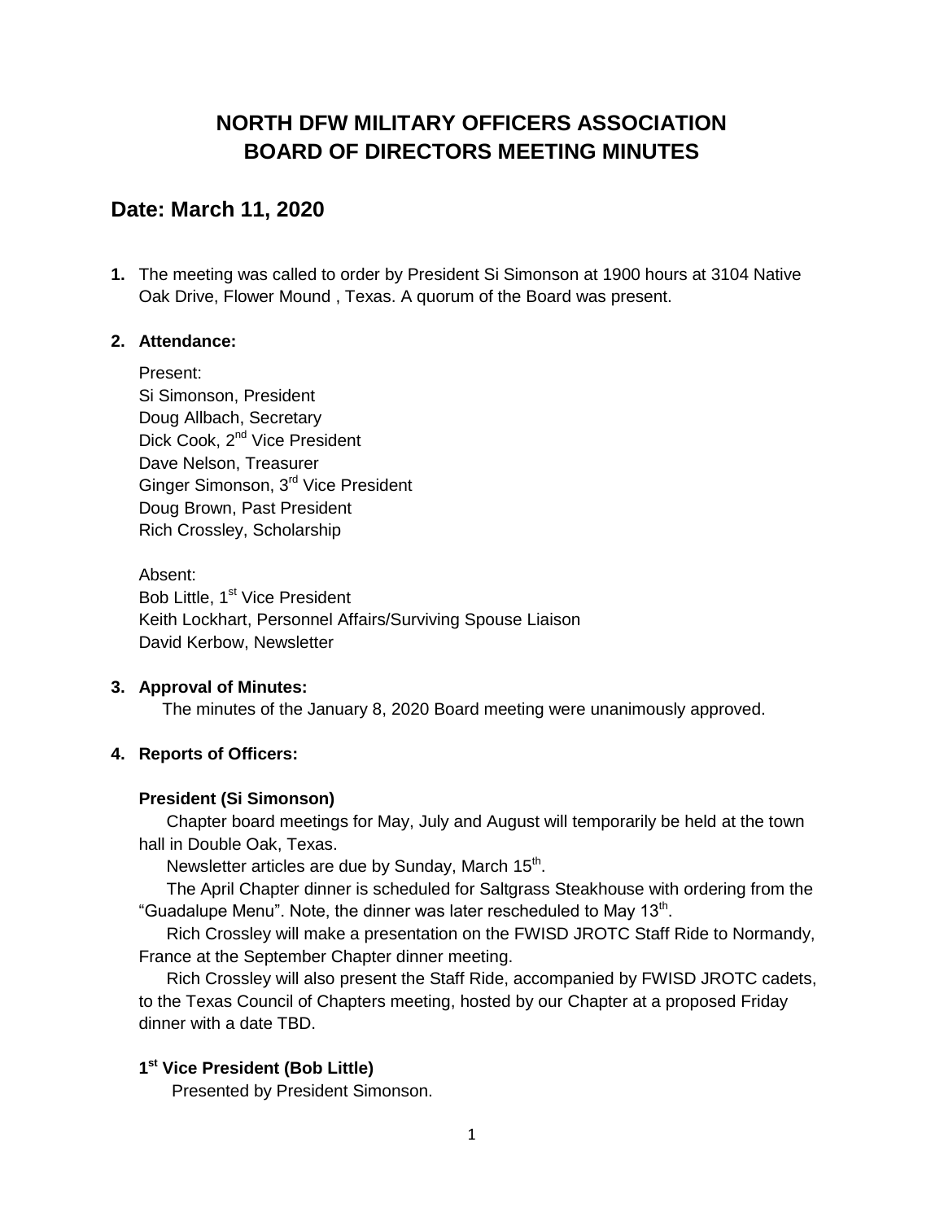# NORTH DFW MILITARY OFFICERS ASSOCIATION
# BOARD OF DIRECTORS MEETING MINUTES

## Date: March 11, 2020

**1.** The meeting was called to order by President Si Simonson at 1900 hours at 3104 Native Oak Drive, Flower Mound , Texas. A quorum of the Board was present.

**2. Attendance:**

Present:
Si Simonson, President
Doug Allbach, Secretary
Dick Cook, 2nd Vice President
Dave Nelson, Treasurer
Ginger Simonson, 3rd Vice President
Doug Brown, Past President
Rich Crossley, Scholarship

Absent:
Bob Little, 1st Vice President
Keith Lockhart, Personnel Affairs/Surviving Spouse Liaison
David Kerbow, Newsletter

**3. Approval of Minutes:**

The minutes of the January 8, 2020 Board meeting were unanimously approved.

**4. Reports of Officers:**

**President (Si Simonson)**

Chapter board meetings for May, July and August will temporarily be held at the town hall in Double Oak, Texas.

Newsletter articles are due by Sunday, March 15th.

The April Chapter dinner is scheduled for Saltgrass Steakhouse with ordering from the "Guadalupe Menu". Note, the dinner was later rescheduled to May 13th.

Rich Crossley will make a presentation on the FWISD JROTC Staff Ride to Normandy, France at the September Chapter dinner meeting.

Rich Crossley will also present the Staff Ride, accompanied by FWISD JROTC cadets, to the Texas Council of Chapters meeting, hosted by our Chapter at a proposed Friday dinner with a date TBD.

**1st Vice President (Bob Little)**

Presented by President Simonson.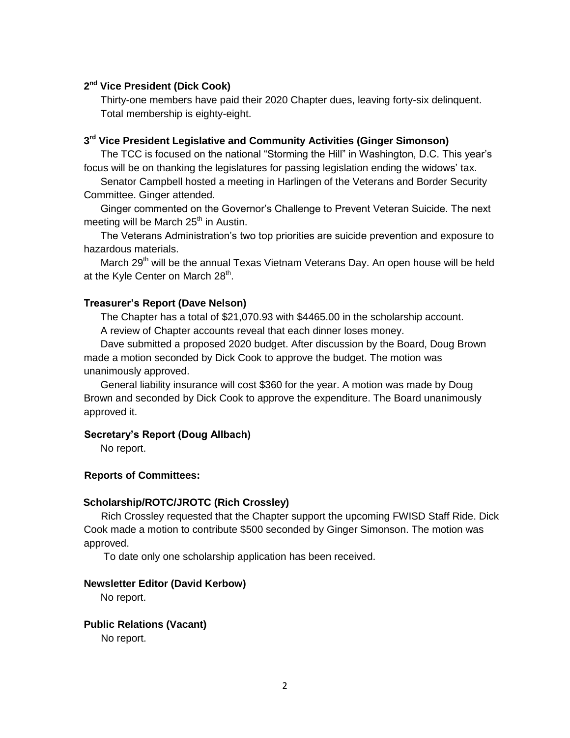### 2nd Vice President (Dick Cook)

Thirty-one members have paid their 2020 Chapter dues, leaving forty-six delinquent. Total membership is eighty-eight.

### 3rd Vice President Legislative and Community Activities (Ginger Simonson)

The TCC is focused on the national "Storming the Hill" in Washington, D.C. This year's focus will be on thanking the legislatures for passing legislation ending the widows' tax.

Senator Campbell hosted a meeting in Harlingen of the Veterans and Border Security Committee. Ginger attended.

Ginger commented on the Governor's Challenge to Prevent Veteran Suicide. The next meeting will be March 25th in Austin.

The Veterans Administration's two top priorities are suicide prevention and exposure to hazardous materials.

March 29th will be the annual Texas Vietnam Veterans Day. An open house will be held at the Kyle Center on March 28th.

### Treasurer's Report (Dave Nelson)

The Chapter has a total of $21,070.93 with $4465.00 in the scholarship account.

A review of Chapter accounts reveal that each dinner loses money.

Dave submitted a proposed 2020 budget. After discussion by the Board, Doug Brown made a motion seconded by Dick Cook to approve the budget. The motion was unanimously approved.

General liability insurance will cost $360 for the year. A motion was made by Doug Brown and seconded by Dick Cook to approve the expenditure. The Board unanimously approved it.

### Secretary's Report (Doug Allbach)

No report.

### Reports of Committees:

### Scholarship/ROTC/JROTC (Rich Crossley)

Rich Crossley requested that the Chapter support the upcoming FWISD Staff Ride. Dick Cook made a motion to contribute $500 seconded by Ginger Simonson. The motion was approved.

To date only one scholarship application has been received.

### Newsletter Editor (David Kerbow)

No report.

### Public Relations (Vacant)

No report.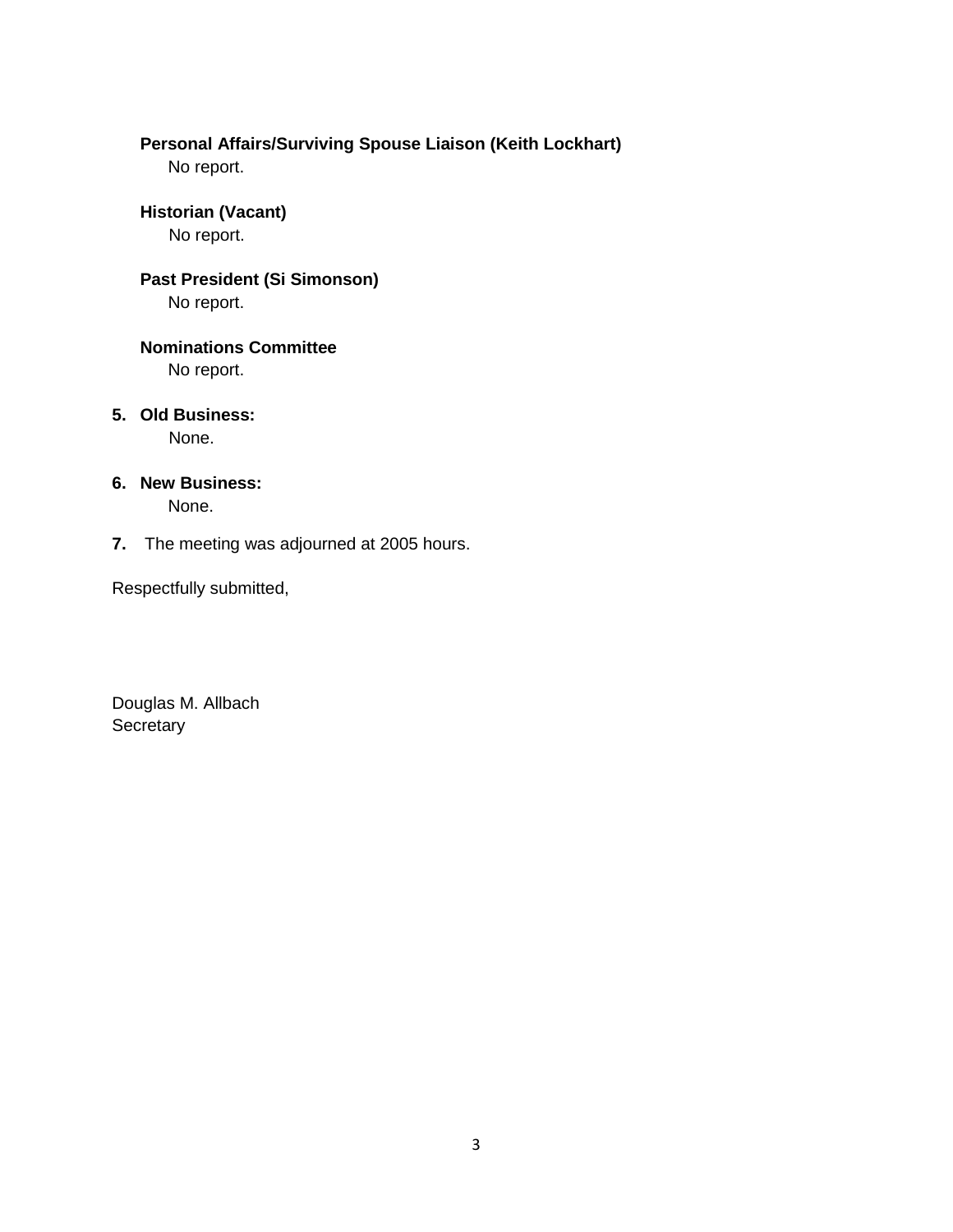**Personal Affairs/Surviving Spouse Liaison (Keith Lockhart)**
No report.

**Historian (Vacant)**
No report.

**Past President (Si Simonson)**
No report.

**Nominations Committee**
No report.

5. **Old Business:**
None.

6. **New Business:**
None.

7. The meeting was adjourned at 2005 hours.

Respectfully submitted,

Douglas M. Allbach
Secretary